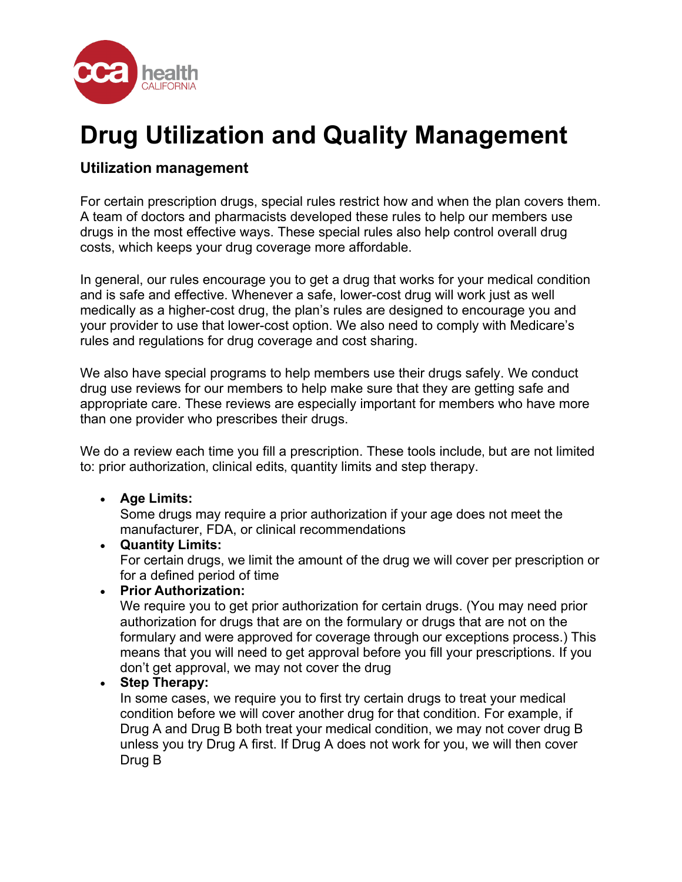# Drug Utilization and Quality Management

## Utilization management

For certain prescription drugs, special rules restrict how and when the plan covers them. A team of doctors and pharmacists developed these rules to help our members use drugs in the most effective ways. These special rules also help control overall drug costs, which keeps your drug coverage more affordable.

In general, our rules encourage you to get a drug that works for your medical condition and is safe and effective. Whenever a safe, lower-cost drug will work just as well medically as a higher-cost drug, the plan's rules are designed to encourage you and your provider to use that lower-cost option. We also need to comply with Medicare's rules and regulations for drug coverage and cost sharing.

We also have special programs to help members use their drugs safely. We conduct drug use reviews for our members to help make sure that they are getting safe and appropriate care. These reviews are especially important for members who have more than one provider who prescribes their drugs.

We do a review each time you fill a prescription. These tools include, but are not limited to: prior authorization, clinical edits, quantity limits and step therapy.

- **Age Limits:**
  Some drugs may require a prior authorization if your age does not meet the manufacturer, FDA, or clinical recommendations
- **Quantity Limits:**
  For certain drugs, we limit the amount of the drug we will cover per prescription or for a defined period of time
- **Prior Authorization:**
  We require you to get prior authorization for certain drugs. (You may need prior authorization for drugs that are on the formulary or drugs that are not on the formulary and were approved for coverage through our exceptions process.) This means that you will need to get approval before you fill your prescriptions. If you don't get approval, we may not cover the drug
- **Step Therapy:**
  In some cases, we require you to first try certain drugs to treat your medical condition before we will cover another drug for that condition. For example, if Drug A and Drug B both treat your medical condition, we may not cover drug B unless you try Drug A first. If Drug A does not work for you, we will then cover Drug B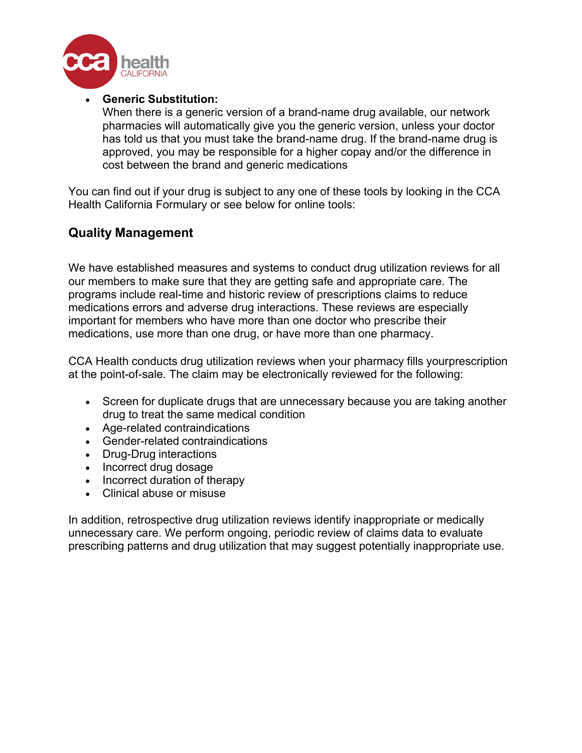- **Generic Substitution:**
  When there is a generic version of a brand-name drug available, our network pharmacies will automatically give you the generic version, unless your doctor has told us that you must take the brand-name drug. If the brand-name drug is approved, you may be responsible for a higher copay and/or the difference in cost between the brand and generic medications

You can find out if your drug is subject to any one of these tools by looking in the CCA Health California Formulary or see below for online tools:

## Quality Management

We have established measures and systems to conduct drug utilization reviews for all our members to make sure that they are getting safe and appropriate care. The programs include real-time and historic review of prescriptions claims to reduce medications errors and adverse drug interactions. These reviews are especially important for members who have more than one doctor who prescribe their medications, use more than one drug, or have more than one pharmacy.

CCA Health conducts drug utilization reviews when your pharmacy fills yourprescription at the point-of-sale. The claim may be electronically reviewed for the following:

- Screen for duplicate drugs that are unnecessary because you are taking another drug to treat the same medical condition
- Age-related contraindications
- Gender-related contraindications
- Drug-Drug interactions
- Incorrect drug dosage
- Incorrect duration of therapy
- Clinical abuse or misuse

In addition, retrospective drug utilization reviews identify inappropriate or medically unnecessary care. We perform ongoing, periodic review of claims data to evaluate prescribing patterns and drug utilization that may suggest potentially inappropriate use.